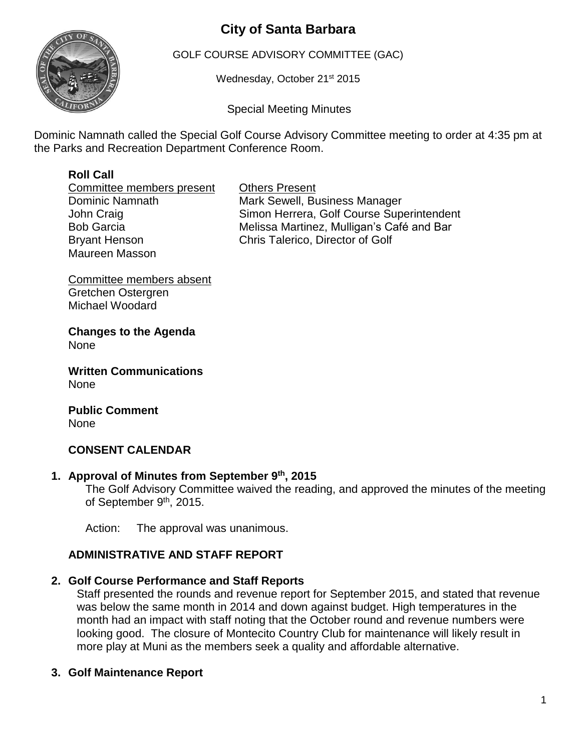# City of Santa Barbara

GOLF COURSE ADVISORY COMMITTEE (GAC)

Wednesday, October 21st 2015

Special Meeting Minutes

Dominic Namnath called the Special Golf Course Advisory Committee meeting to order at 4:35 pm at the Parks and Recreation Department Conference Room.

**Roll Call**

| Committee members present | Others Present |
|---|---|
| Dominic Namnath | Mark Sewell, Business Manager |
| John Craig | Simon Herrera, Golf Course Superintendent |
| Bob Garcia | Melissa Martinez, Mulligan's Café and Bar |
| Bryant Henson | Chris Talerico, Director of Golf |
| Maureen Masson | |

Committee members absent
Gretchen Ostergren
Michael Woodard

**Changes to the Agenda**
None

**Written Communications**
None

**Public Comment**
None

## CONSENT CALENDAR

**1. Approval of Minutes from September 9th, 2015**

The Golf Advisory Committee waived the reading, and approved the minutes of the meeting of September 9th, 2015.

Action: The approval was unanimous.

## ADMINISTRATIVE AND STAFF REPORT

**2. Golf Course Performance and Staff Reports**

Staff presented the rounds and revenue report for September 2015, and stated that revenue was below the same month in 2014 and down against budget. High temperatures in the month had an impact with staff noting that the October round and revenue numbers were looking good. The closure of Montecito Country Club for maintenance will likely result in more play at Muni as the members seek a quality and affordable alternative.

**3. Golf Maintenance Report**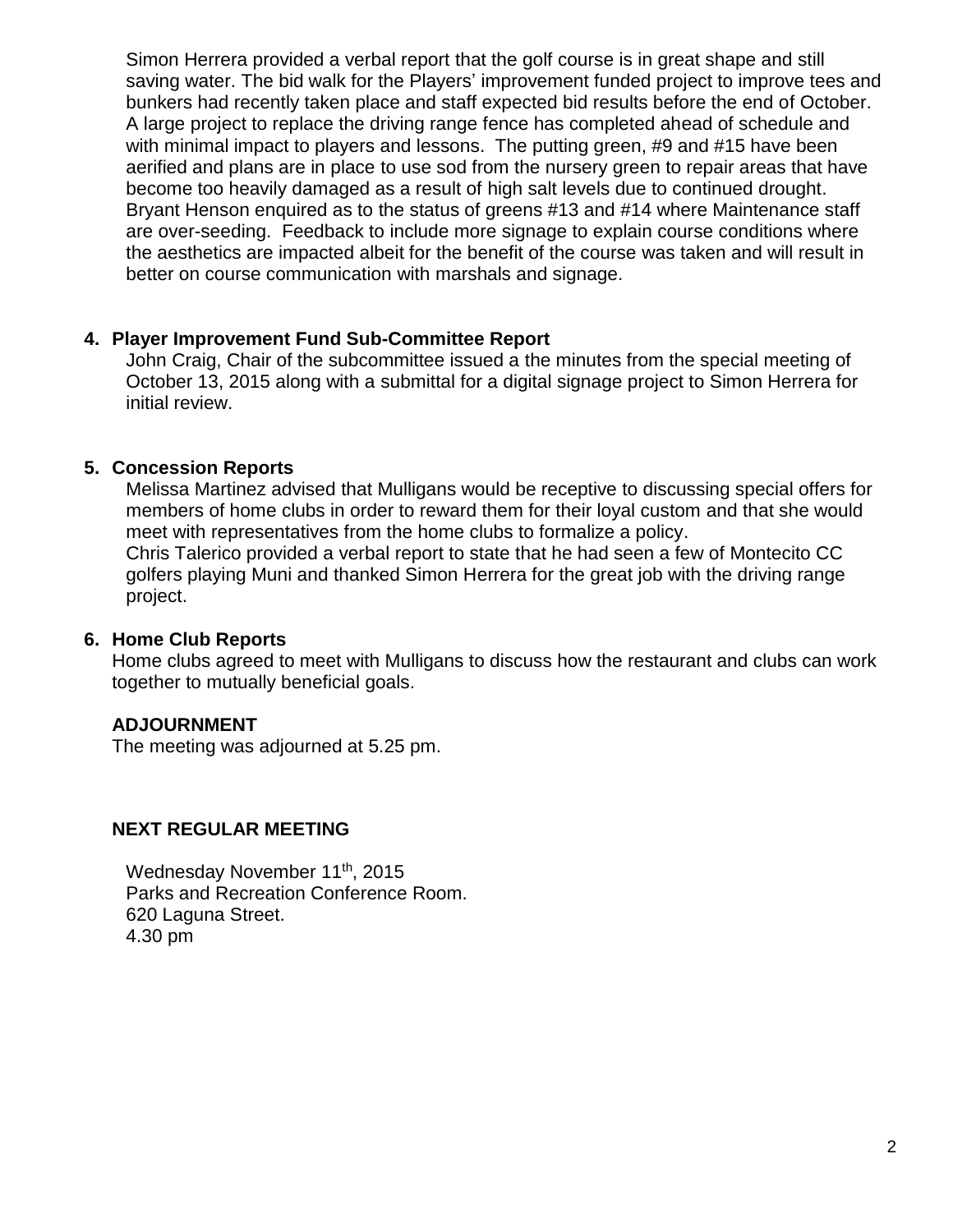Simon Herrera provided a verbal report that the golf course is in great shape and still saving water. The bid walk for the Players' improvement funded project to improve tees and bunkers had recently taken place and staff expected bid results before the end of October. A large project to replace the driving range fence has completed ahead of schedule and with minimal impact to players and lessons. The putting green, #9 and #15 have been aerified and plans are in place to use sod from the nursery green to repair areas that have become too heavily damaged as a result of high salt levels due to continued drought. Bryant Henson enquired as to the status of greens #13 and #14 where Maintenance staff are over-seeding. Feedback to include more signage to explain course conditions where the aesthetics are impacted albeit for the benefit of the course was taken and will result in better on course communication with marshals and signage.

**4. Player Improvement Fund Sub-Committee Report**

John Craig, Chair of the subcommittee issued a the minutes from the special meeting of October 13, 2015 along with a submittal for a digital signage project to Simon Herrera for initial review.

**5. Concession Reports**

Melissa Martinez advised that Mulligans would be receptive to discussing special offers for members of home clubs in order to reward them for their loyal custom and that she would meet with representatives from the home clubs to formalize a policy.
Chris Talerico provided a verbal report to state that he had seen a few of Montecito CC golfers playing Muni and thanked Simon Herrera for the great job with the driving range project.

**6. Home Club Reports**

Home clubs agreed to meet with Mulligans to discuss how the restaurant and clubs can work together to mutually beneficial goals.

**ADJOURNMENT**

The meeting was adjourned at 5.25 pm.

**NEXT REGULAR MEETING**

Wednesday November 11th, 2015
Parks and Recreation Conference Room.
620 Laguna Street.
4.30 pm